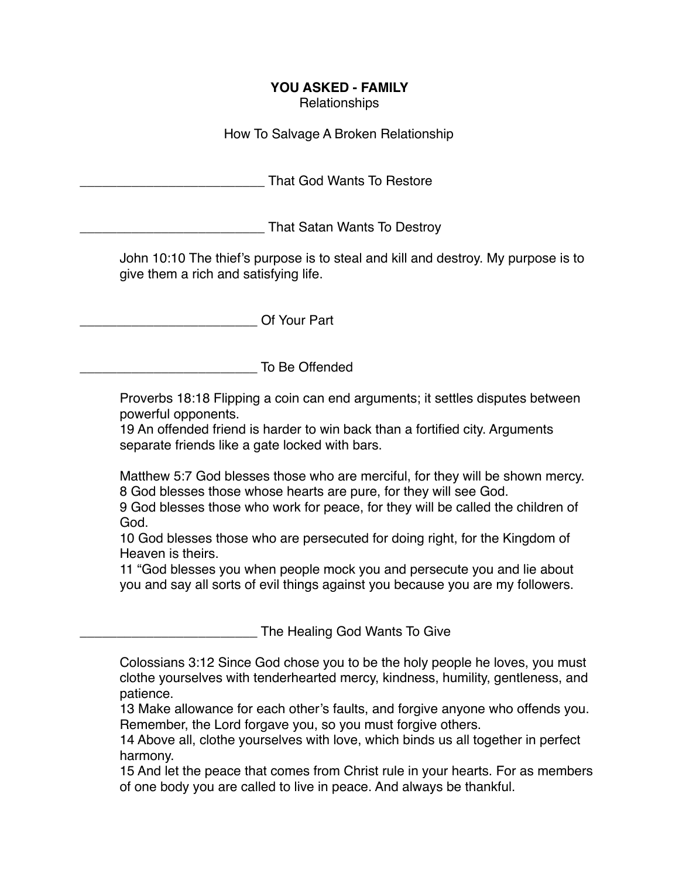**YOU ASKED - FAMILY**
Relationships

How To Salvage A Broken Relationship

_________________________ That God Wants To Restore

_________________________ That Satan Wants To Destroy

John 10:10 The thief's purpose is to steal and kill and destroy. My purpose is to give them a rich and satisfying life.

________________________ Of Your Part

________________________ To Be Offended

Proverbs 18:18 Flipping a coin can end arguments; it settles disputes between powerful opponents.
19 An offended friend is harder to win back than a fortified city. Arguments separate friends like a gate locked with bars.

Matthew 5:7 God blesses those who are merciful, for they will be shown mercy.
8 God blesses those whose hearts are pure, for they will see God.
9 God blesses those who work for peace, for they will be called the children of God.
10 God blesses those who are persecuted for doing right, for the Kingdom of Heaven is theirs.
11 "God blesses you when people mock you and persecute you and lie about you and say all sorts of evil things against you because you are my followers.

________________________ The Healing God Wants To Give

Colossians 3:12 Since God chose you to be the holy people he loves, you must clothe yourselves with tenderhearted mercy, kindness, humility, gentleness, and patience.
13 Make allowance for each other's faults, and forgive anyone who offends you. Remember, the Lord forgave you, so you must forgive others.
14 Above all, clothe yourselves with love, which binds us all together in perfect harmony.
15 And let the peace that comes from Christ rule in your hearts. For as members of one body you are called to live in peace. And always be thankful.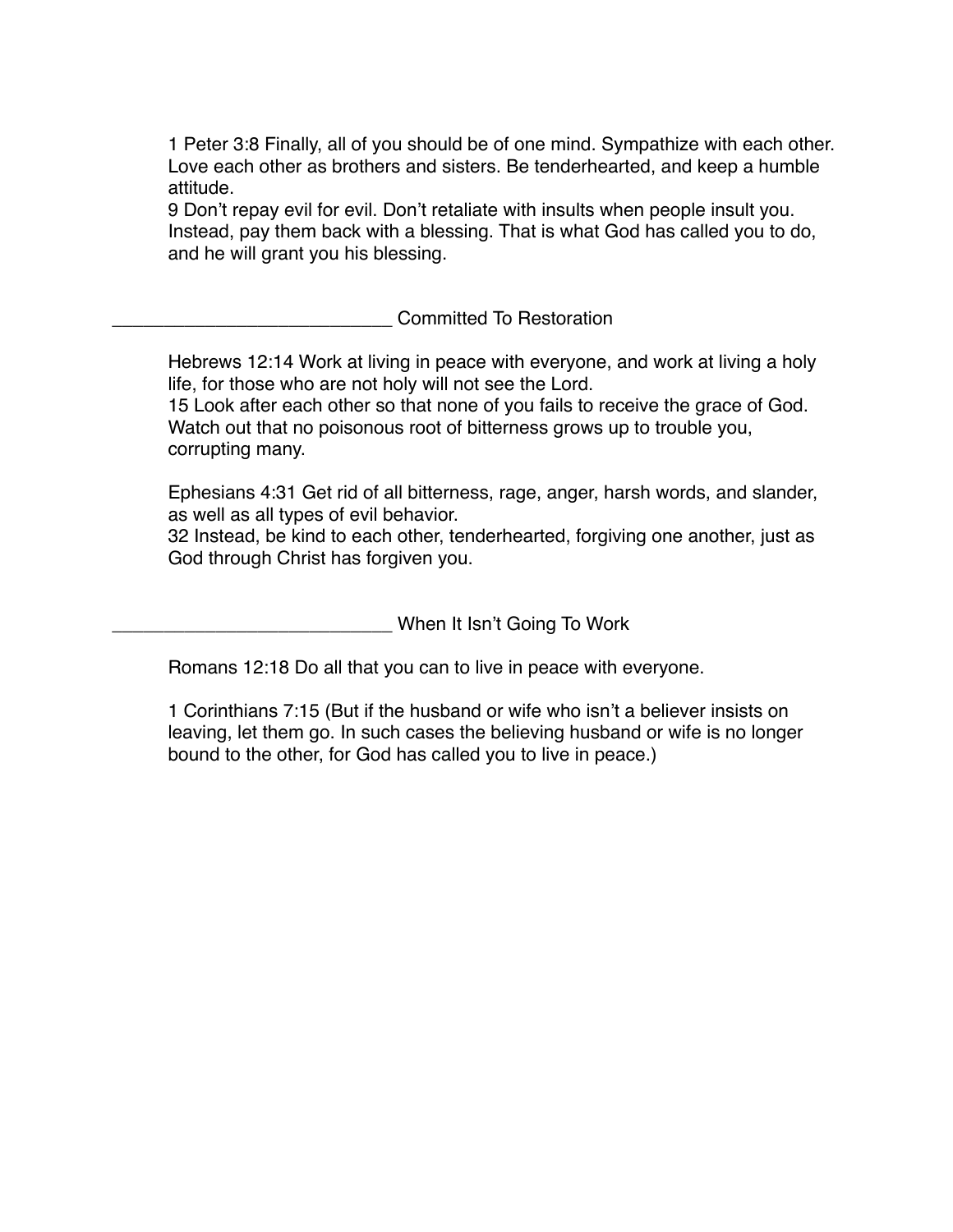1 Peter 3:8 Finally, all of you should be of one mind. Sympathize with each other. Love each other as brothers and sisters. Be tenderhearted, and keep a humble attitude.
9 Don't repay evil for evil. Don't retaliate with insults when people insult you. Instead, pay them back with a blessing. That is what God has called you to do, and he will grant you his blessing.

___________________________ Committed To Restoration

Hebrews 12:14 Work at living in peace with everyone, and work at living a holy life, for those who are not holy will not see the Lord.
15 Look after each other so that none of you fails to receive the grace of God. Watch out that no poisonous root of bitterness grows up to trouble you, corrupting many.

Ephesians 4:31 Get rid of all bitterness, rage, anger, harsh words, and slander, as well as all types of evil behavior.
32 Instead, be kind to each other, tenderhearted, forgiving one another, just as God through Christ has forgiven you.

___________________________ When It Isn't Going To Work

Romans 12:18 Do all that you can to live in peace with everyone.

1 Corinthians 7:15 (But if the husband or wife who isn't a believer insists on leaving, let them go. In such cases the believing husband or wife is no longer bound to the other, for God has called you to live in peace.)